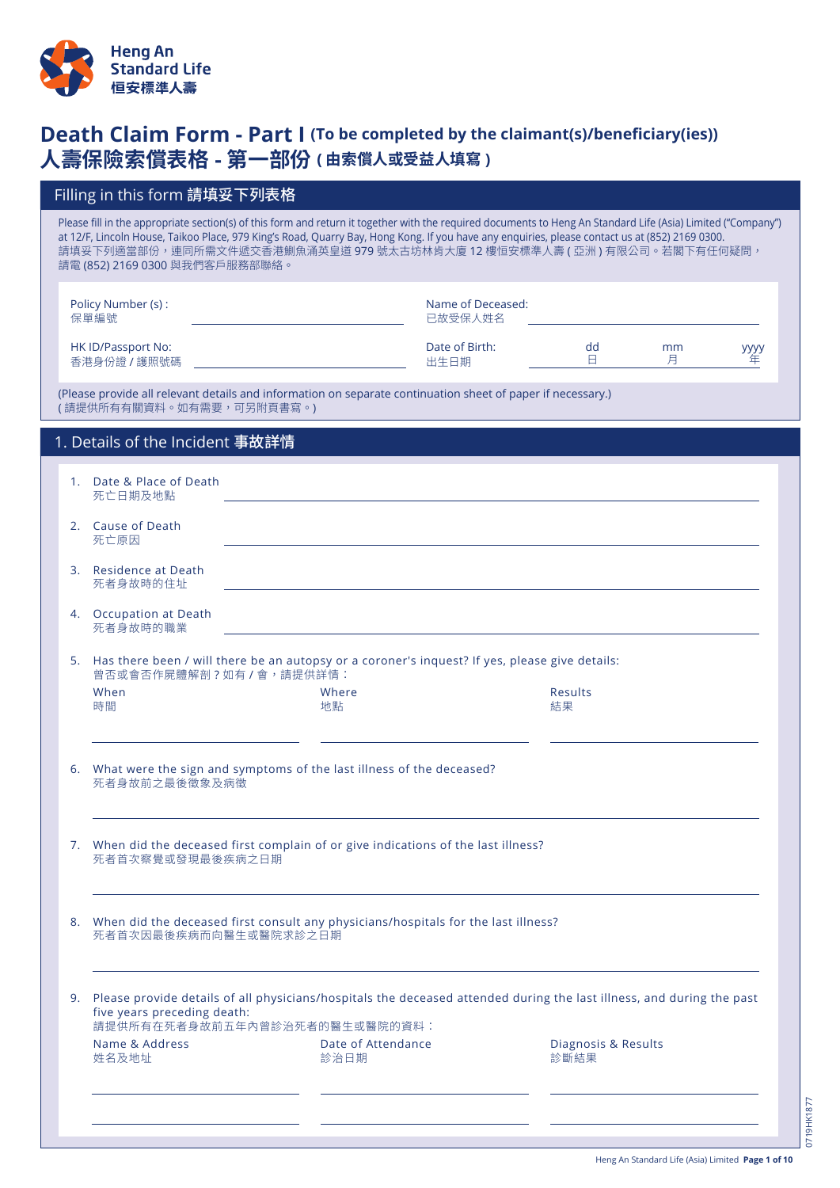Heng An Standard Life
恒安標準人壽

# Death Claim Form - Part I (To be completed by the claimant(s)/beneficiary(ies))
# 人壽保險索償表格 - 第一部份 ( 由索償人或受益人填寫 )

## Filling in this form 請填妥下列表格

Please fill in the appropriate section(s) of this form and return it together with the required documents to Heng An Standard Life (Asia) Limited ("Company") at 12/F, Lincoln House, Taikoo Place, 979 King's Road, Quarry Bay, Hong Kong. If you have any enquiries, please contact us at (852) 2169 0300.
請填妥下列適當部份，連同所需文件遞交香港鰂魚涌英皇道 979 號太古坊林肯大廈 12 樓恒安標準人壽 ( 亞洲 ) 有限公司。若閣下有任何疑問，請電 (852) 2169 0300 與我們客戶服務部聯絡。

Policy Number (s) :
保單編號 ______________________

Name of Deceased:
已故受保人姓名 ______________________

HK ID/Passport No:
香港身份證 / 護照號碼 ______________________

Date of Birth:
出生日期 dd 日 ____ mm 月 ____ yyyy 年 ____

(Please provide all relevant details and information on separate continuation sheet of paper if necessary.)
( 請提供所有有關資料。如有需要，可另附頁書寫。)

## 1. Details of the Incident 事故詳情

1. Date & Place of Death
   死亡日期及地點 ______________________

2. Cause of Death
   死亡原因 ______________________

3. Residence at Death
   死者身故時的住址 ______________________

4. Occupation at Death
   死者身故時的職業 ______________________

5. Has there been / will there be an autopsy or a coroner's inquest? If yes, please give details:
   曾否或會否作屍體解剖？如有 / 會，請提供詳情：

| When 時間 | Where 地點 | Results 結果 |
|---|---|---|
| | | |

6. What were the sign and symptoms of the last illness of the deceased?
   死者身故前之最後徵象及病徵
   ______________________

7. When did the deceased first complain of or give indications of the last illness?
   死者首次察覺或發現最後疾病之日期
   ______________________

8. When did the deceased first consult any physicians/hospitals for the last illness?
   死者首次因最後疾病而向醫生或醫院求診之日期
   ______________________

9. Please provide details of all physicians/hospitals the deceased attended during the last illness, and during the past five years preceding death:
   請提供所有在死者身故前五年內曾診治死者的醫生或醫院的資料：

| Name & Address 姓名及地址 | Date of Attendance 診治日期 | Diagnosis & Results 診斷結果 |
|---|---|---|
| | | |
| | | |

0719HK1877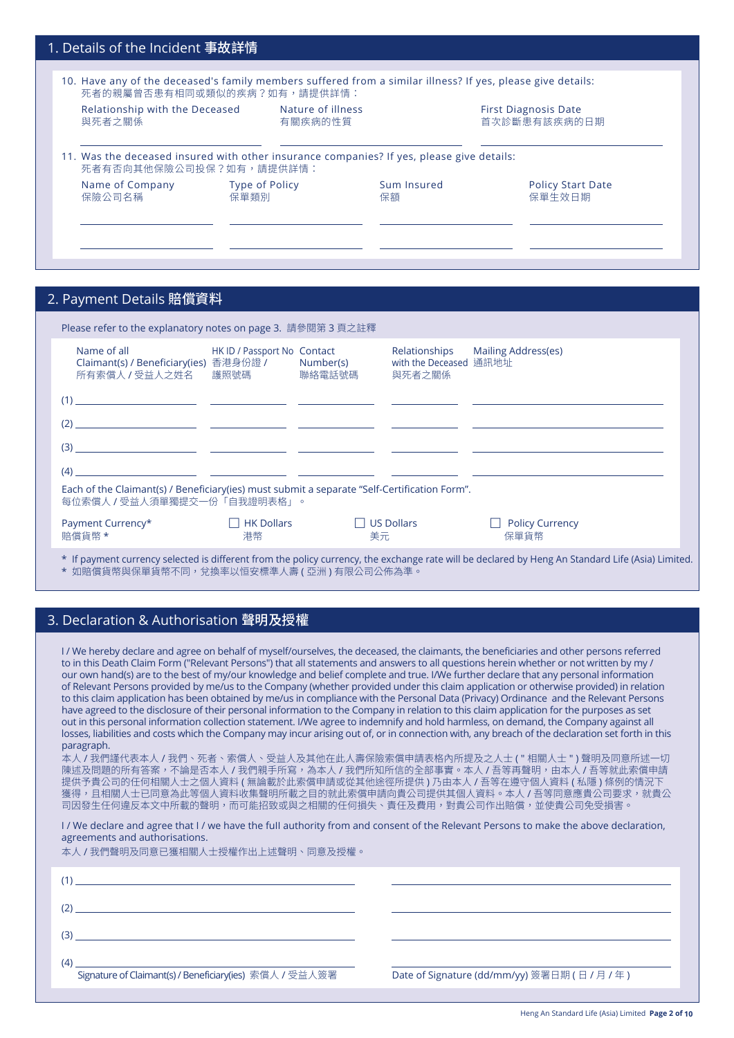## 1. Details of the Incident 事故詳情

10. Have any of the deceased's family members suffered from a similar illness? If yes, please give details:
死者的親屬曾否患有相同或類似的疾病？如有，請提供詳情：

| Relationship with the Deceased 與死者之關係 | Nature of illness 有關疾病的性質 | First Diagnosis Date 首次診斷患有該疾病的日期 |
|---|---|---|
| | | |

11. Was the deceased insured with other insurance companies? If yes, please give details:
死者有否向其他保險公司投保？如有，請提供詳情：

| Name of Company 保險公司名稱 | Type of Policy 保單類別 | Sum Insured 保額 | Policy Start Date 保單生效日期 |
|---|---|---|---|
| | | | |
| | | | |

## 2. Payment Details 賠償資料

Please refer to the explanatory notes on page 3. 請參閱第 3 頁之註釋

| | Name of all Claimant(s) / Beneficiary(ies) 所有索償人 / 受益人之姓名 | HK ID / Passport No 香港身份證 / 護照號碼 | Contact Number(s) 聯絡電話號碼 | Relationships with the Deceased 與死者之關係 | Mailing Address(es) 通訊地址 |
|---|---|---|---|---|---|
| (1) | | | | | |
| (2) | | | | | |
| (3) | | | | | |
| (4) | | | | | |

Each of the Claimant(s) / Beneficiary(ies) must submit a separate "Self-Certification Form".
每位索償人 / 受益人須單獨提交一份「自我證明表格」。

Payment Currency* 賠償貨幣 *　　☐ HK Dollars 港幣　　☐ US Dollars 美元　　☐ Policy Currency 保單貨幣

* If payment currency selected is different from the policy currency, the exchange rate will be declared by Heng An Standard Life (Asia) Limited.
* 如賠償貨幣與保單貨幣不同，兌換率以恒安標準人壽 ( 亞洲 ) 有限公司公佈為準。

## 3. Declaration & Authorisation 聲明及授權

I / We hereby declare and agree on behalf of myself/ourselves, the deceased, the claimants, the beneficiaries and other persons referred to in this Death Claim Form ("Relevant Persons") that all statements and answers to all questions herein whether or not written by my / our own hand(s) are to the best of my/our knowledge and belief complete and true. I/We further declare that any personal information of Relevant Persons provided by me/us to the Company (whether provided under this claim application or otherwise provided) in relation to this claim application has been obtained by me/us in compliance with the Personal Data (Privacy) Ordinance and the Relevant Persons have agreed to the disclosure of their personal information to the Company in relation to this claim application for the purposes as set out in this personal information collection statement. I/We agree to indemnify and hold harmless, on demand, the Company against all losses, liabilities and costs which the Company may incur arising out of, or in connection with, any breach of the declaration set forth in this paragraph.

本人 / 我們謹代表本人 / 我們、死者、索償人、受益人及其他在此人壽保險索償申請表格內所提及之人士 ( " 相關人士 " ) 聲明及同意所述一切陳述及問題的所有答案，不論是否本人 / 我們親手所寫，為本人 / 我們所知所信的全部事實。本人 / 吾等再聲明，由本人 / 吾等就此索償申請提供予貴公司的任何相關人士之個人資料 ( 無論載於此索償申請或從其他途徑所提供 ) 乃由本人 / 吾等在遵守個人資料 ( 私隱 ) 條例的情況下獲得，且相關人士已同意為此等個人資料收集聲明所載之目的就此索償申請向貴公司提供其個人資料。本人 / 吾等同意應貴公司要求，就貴公司因發生任何違反本文中所載的聲明，而可能招致或與之相關的任何損失、責任及費用，對貴公司作出賠償，並使貴公司免受損害。

I / We declare and agree that I / we have the full authority from and consent of the Relevant Persons to make the above declaration, agreements and authorisations.
本人 / 我們聲明及同意已獲相關人士授權作出上述聲明、同意及授權。

| | Signature of Claimant(s) / Beneficiary(ies) 索償人 / 受益人簽署 | Date of Signature (dd/mm/yy) 簽署日期 ( 日 / 月 / 年 ) |
|---|---|---|
| (1) | | |
| (2) | | |
| (3) | | |
| (4) | | |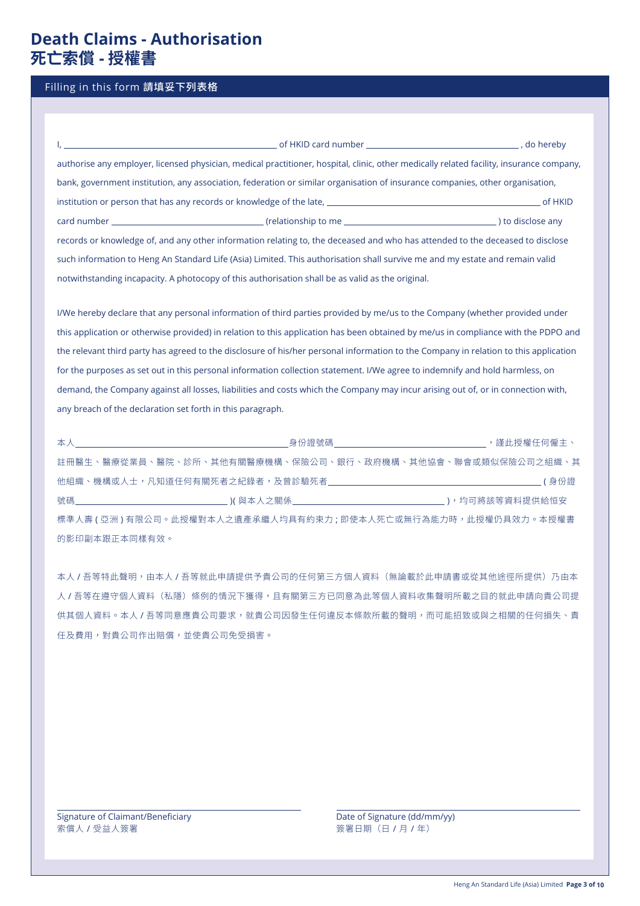# Death Claims - Authorisation
# 死亡索償 - 授權書

## Filling in this form 請填妥下列表格

I, ______________________________ of HKID card number ______________________, do hereby authorise any employer, licensed physician, medical practitioner, hospital, clinic, other medically related facility, insurance company, bank, government institution, any association, federation or similar organisation of insurance companies, other organisation, institution or person that has any records or knowledge of the late, ______________________________ of HKID card number ______________________ (relationship to me ______________________) to disclose any records or knowledge of, and any other information relating to, the deceased and who has attended to the deceased to disclose such information to Heng An Standard Life (Asia) Limited. This authorisation shall survive me and my estate and remain valid notwithstanding incapacity. A photocopy of this authorisation shall be as valid as the original.

I/We hereby declare that any personal information of third parties provided by me/us to the Company (whether provided under this application or otherwise provided) in relation to this application has been obtained by me/us in compliance with the PDPO and the relevant third party has agreed to the disclosure of his/her personal information to the Company in relation to this application for the purposes as set out in this personal information collection statement. I/We agree to indemnify and hold harmless, on demand, the Company against all losses, liabilities and costs which the Company may incur arising out of, or in connection with, any breach of the declaration set forth in this paragraph.

本人______________________________身份證號碼______________________，謹此授權任何僱主、註冊醫生、醫療從業員、醫院、診所、其他有關醫療機構、保險公司、銀行、政府機構、其他協會、聯會或類似保險公司之組織、其他組織、機構或人士，凡知道任何有關死者之紀錄者，及曾診驗死者______________________________(身份證號碼______________________)(與本人之關係______________________)，均可將該等資料提供給恒安標準人壽(亞洲)有限公司。此授權對本人之遺產承繼人均具有約束力；即使本人死亡或無行為能力時，此授權仍具效力。本授權書的影印副本跟正本同樣有效。

本人/吾等特此聲明，由本人/吾等就此申請提供予貴公司的任何第三方個人資料（無論載於此申請書或從其他途徑所提供）乃由本人/吾等在遵守個人資料（私隱）條例的情況下獲得，且有關第三方已同意為此等個人資料收集聲明所載之目的就此申請向貴公司提供其個人資料。本人/吾等同意應貴公司要求，就貴公司因發生任何違反本條款所載的聲明，而可能招致或與之相關的任何損失、責任及費用，對貴公司作出賠償，並使貴公司免受損害。

______________________________
Signature of Claimant/Beneficiary
索償人/受益人簽署

______________________________
Date of Signature (dd/mm/yy)
簽署日期（日/月/年）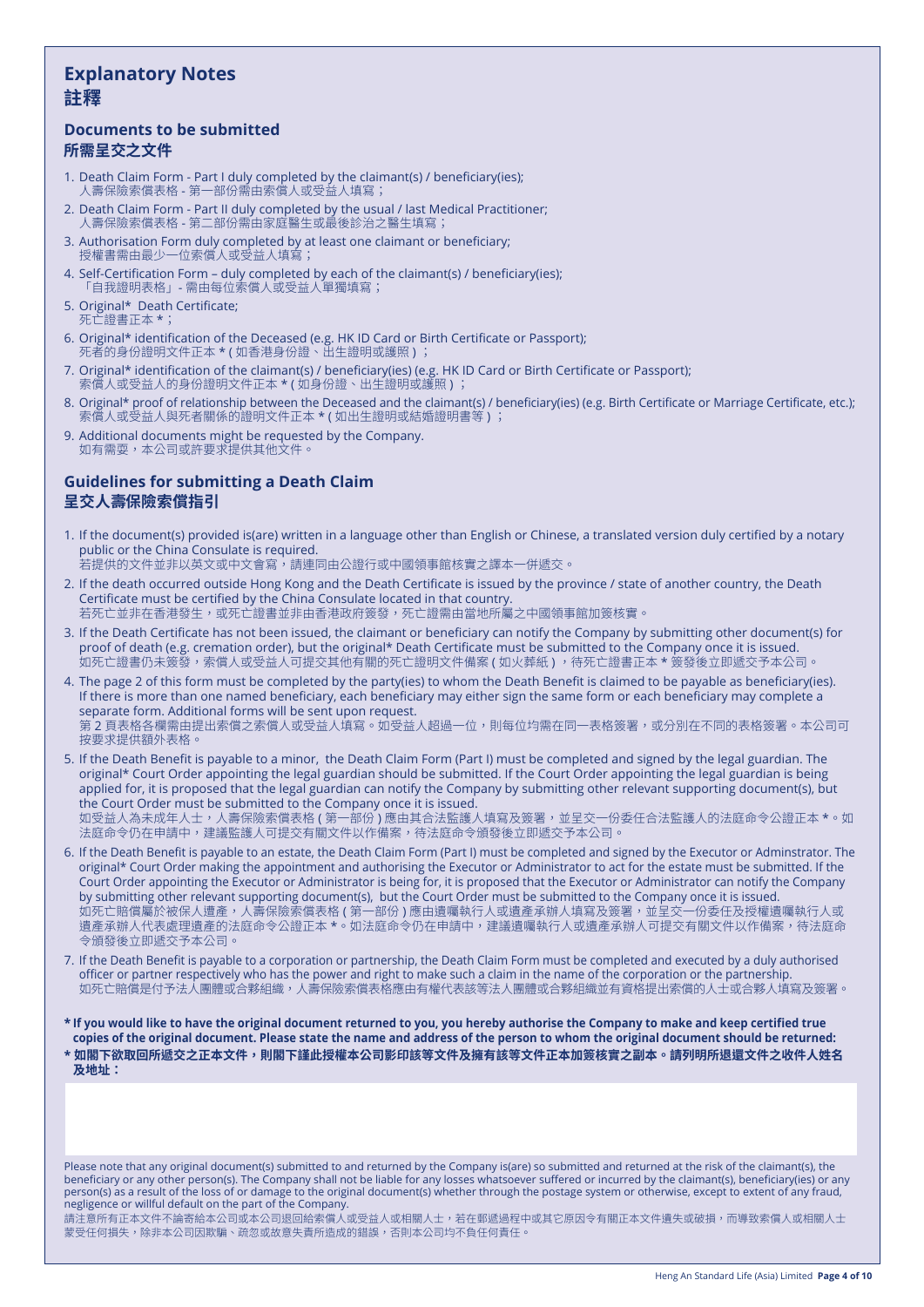## Explanatory Notes
## 註釋

### Documents to be submitted
### 所需呈交之文件

1. Death Claim Form - Part I duly completed by the claimant(s) / beneficiary(ies);
   人壽保險索償表格 - 第一部份需由索償人或受益人填寫；
2. Death Claim Form - Part II duly completed by the usual / last Medical Practitioner;
   人壽保險索償表格 - 第二部份需由家庭醫生或最後診治之醫生填寫；
3. Authorisation Form duly completed by at least one claimant or beneficiary;
   授權書需由最少一位索償人或受益人填寫；
4. Self-Certification Form – duly completed by each of the claimant(s) / beneficiary(ies);
   「自我證明表格」- 需由每位索償人或受益人單獨填寫；
5. Original* Death Certificate;
   死亡證書正本 *；
6. Original* identification of the Deceased (e.g. HK ID Card or Birth Certificate or Passport);
   死者的身份證明文件正本 * ( 如香港身份證、出生證明或護照 ) ；
7. Original* identification of the claimant(s) / beneficiary(ies) (e.g. HK ID Card or Birth Certificate or Passport);
   索償人或受益人的身份證明文件正本 * ( 如身份證、出生證明或護照 ) ；
8. Original* proof of relationship between the Deceased and the claimant(s) / beneficiary(ies) (e.g. Birth Certificate or Marriage Certificate, etc.);
   索償人或受益人與死者關係的證明文件正本 * ( 如出生證明或結婚證明書等 ) ；
9. Additional documents might be requested by the Company.
   如有需要，本公司或許要求提供其他文件。

### Guidelines for submitting a Death Claim
### 呈交人壽保險索償指引

1. If the document(s) provided is(are) written in a language other than English or Chinese, a translated version duly certified by a notary public or the China Consulate is required.
   若提供的文件並非以英文或中文會寫，請連同由公證行或中國領事館核實之譯本一併遞交。
2. If the death occurred outside Hong Kong and the Death Certificate is issued by the province / state of another country, the Death Certificate must be certified by the China Consulate located in that country.
   若死亡並非在香港發生，或死亡證書並非由香港政府簽發，死亡證書需由當地所屬之中國領事館加簽核實。
3. If the Death Certificate has not been issued, the claimant or beneficiary can notify the Company by submitting other document(s) for proof of death (e.g. cremation order), but the original* Death Certificate must be submitted to the Company once it is issued.
   如死亡證書仍未簽發，索償人或受益人可提交其他有關的死亡證明文件備案 ( 如火葬紙 ) ，待死亡證書正本 * 簽發後立即遞交予本公司。
4. The page 2 of this form must be completed by the party(ies) to whom the Death Benefit is claimed to be payable as beneficiary(ies). If there is more than one named beneficiary, each beneficiary may either sign the same form or each beneficiary may complete a separate form. Additional forms will be sent upon request.
   第 2 頁表格各欄需由提出索償之索償人或受益人填寫。如受益人超過一位，則每位均需在同一表格簽署，或分別在不同的表格簽署。本公司可按要求提供額外表格。
5. If the Death Benefit is payable to a minor, the Death Claim Form (Part I) must be completed and signed by the legal guardian. The original* Court Order appointing the legal guardian should be submitted. If the Court Order appointing the legal guardian is being applied for, it is proposed that the legal guardian can notify the Company by submitting other relevant supporting document(s), but the Court Order must be submitted to the Company once it is issued.
   如受益人為未成年人士，人壽保險索償表格 ( 第一部份 ) 應由其合法監護人填寫及簽署，並呈交一份委任合法監護人的法庭命令公證正本 *。如法庭命令仍在申請中，建議監護人可提交有關文件以作備案，待法庭命令頒發後立即遞交予本公司。
6. If the Death Benefit is payable to an estate, the Death Claim Form (Part I) must be completed and signed by the Executor or Adminstrator. The original* Court Order making the appointment and authorising the Executor or Administrator to act for the estate must be submitted. If the Court Order appointing the Executor or Administrator is being for, it is proposed that the Executor or Administrator can notify the Company by submitting other relevant supporting document(s), but the Court Order must be submitted to the Company once it is issued.
   如死亡賠償屬於被保人遺產，人壽保險索償表格 ( 第一部份 ) 應由遺囑執行人或遺產承辦人填寫及簽署，並呈交一份委任及授權遺囑執行人或遺產承辦人代表處理遺產的法庭命令公證正本 *。如法庭命令仍在申請中，建議遺囑執行人或遺產承辦人可提交有關文件以作備案，待法庭命令頒發後立即遞交予本公司。
7. If the Death Benefit is payable to a corporation or partnership, the Death Claim Form must be completed and executed by a duly authorised officer or partner respectively who has the power and right to make such a claim in the name of the corporation or the partnership.
   如死亡賠償是付予法人團體或合夥組織，人壽保險索償表格應由有權代表該等法人團體或合夥組織並有資格提出索償的人士或合夥人填寫及簽署。

**\* If you would like to have the original document returned to you, you hereby authorise the Company to make and keep certified true copies of the original document. Please state the name and address of the person to whom the original document should be returned:**

**\* 如閣下欲取回所遞交之正本文件，則閣下謹此授權本公司影印該等文件及擁有該等文件正本加簽核實之副本。請列明所退還文件之收件人姓名及地址：**

Please note that any original document(s) submitted to and returned by the Company is(are) so submitted and returned at the risk of the claimant(s), the beneficiary or any other person(s). The Company shall not be liable for any losses whatsoever suffered or incurred by the claimant(s), beneficiary(ies) or any person(s) as a result of the loss of or damage to the original document(s) whether through the postage system or otherwise, except to extent of any fraud, negligence or willful default on the part of the Company.

請注意所有正本文件不論寄給本公司或本公司退回給索償人或受益人或相關人士，若在郵遞過程中或其它原因令有關正本文件遺失或破損，而導致索償人或相關人士蒙受任何損失，除非本公司因欺騙、疏忽或故意失責所造成的錯誤，否則本公司均不負任何責任。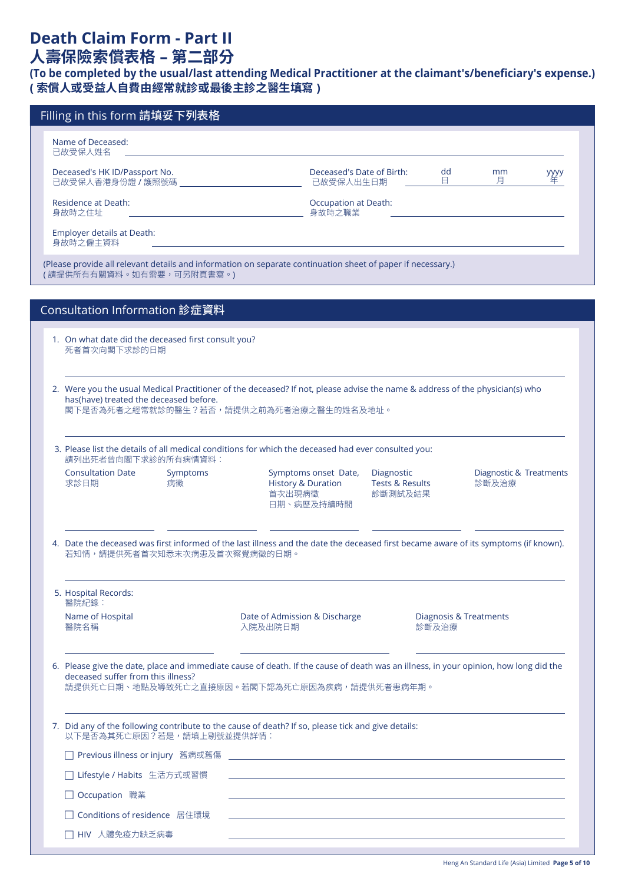# Death Claim Form - Part II
# 人壽保險索償表格 – 第二部分

**(To be completed by the usual/last attending Medical Practitioner at the claimant's/beneficiary's expense.)**
**( 索償人或受益人自費由經常就診或最後主診之醫生填寫 )**

## Filling in this form 請填妥下列表格

Name of Deceased:
已故受保人姓名 ______________________________

Deceased's HK ID/Passport No.
已故受保人香港身份證 / 護照號碼 ______________________________

Deceased's Date of Birth:
已故受保人出生日期 dd 日 ____ mm 月 ____ yyyy 年 ____

Residence at Death:
身故時之住址 ______________________________

Occupation at Death:
身故時之職業 ______________________________

Employer details at Death:
身故時之僱主資料 ______________________________

(Please provide all relevant details and information on separate continuation sheet of paper if necessary.)
( 請提供所有有關資料。如有需要，可另附頁書寫。)

## Consultation Information 診症資料

1. On what date did the deceased first consult you?
   死者首次向閣下求診的日期

   ______________________________

2. Were you the usual Medical Practitioner of the deceased? If not, please advise the name & address of the physician(s) who has(have) treated the deceased before.
   閣下是否為死者之經常就診的醫生？若否，請提供之前為死者治療之醫生的姓名及地址。

   ______________________________

3. Please list the details of all medical conditions for which the deceased had ever consulted you:
   請列出死者曾向閣下求診的所有病情資料：

| Consultation Date 求診日期 | Symptoms 病徵 | Symptoms onset Date, History & Duration 首次出現病徵日期、病歷及持續時間 | Diagnostic Tests & Results 診斷測試及結果 | Diagnostic & Treatments 診斷及治療 |
|---|---|---|---|---|
| | | | | |

4. Date the deceased was first informed of the last illness and the date the deceased first became aware of its symptoms (if known).
   若知情，請提供死者首次知悉末次病患及首次察覺病徵的日期。

   ______________________________

5. Hospital Records:
   醫院紀錄：

| Name of Hospital 醫院名稱 | Date of Admission & Discharge 入院及出院日期 | Diagnosis & Treatments 診斷及治療 |
|---|---|---|
| | | |

6. Please give the date, place and immediate cause of death. If the cause of death was an illness, in your opinion, how long did the deceased suffer from this illness?
   請提供死亡日期、地點及導致死亡之直接原因。若閣下認為死亡原因為疾病，請提供死者患病年期。

   ______________________________

7. Did any of the following contribute to the cause of death? If so, please tick and give details:
   以下是否為其死亡原因？若是，請填上剔號並提供詳情：

   - ☐ Previous illness or injury 舊病或舊傷 ______________________________
   - ☐ Lifestyle / Habits 生活方式或習慣 ______________________________
   - ☐ Occupation 職業 ______________________________
   - ☐ Conditions of residence 居住環境 ______________________________
   - ☐ HIV 人體免疫力缺乏病毒 ______________________________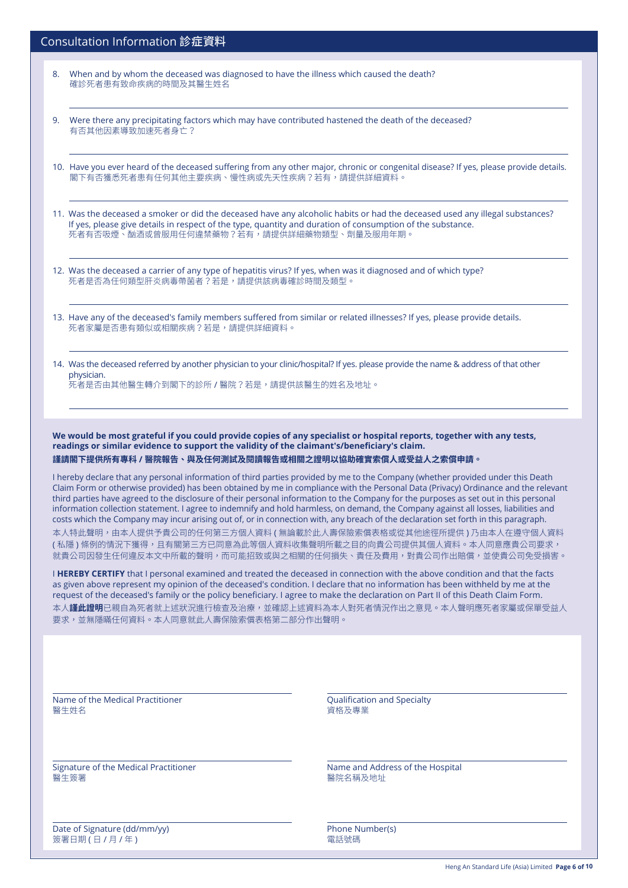## Consultation Information 診症資料

8. When and by whom the deceased was diagnosed to have the illness which caused the death?
確診死者患有致命疾病的時間及其醫生姓名

9. Were there any precipitating factors which may have contributed hastened the death of the deceased?
有否其他因素導致加速死者身亡？

10. Have you ever heard of the deceased suffering from any other major, chronic or congenital disease? If yes, please provide details.
閣下有否獲悉死者患有任何其他主要疾病、慢性病或先天性疾病？若有，請提供詳細資料。

11. Was the deceased a smoker or did the deceased have any alcoholic habits or had the deceased used any illegal substances? If yes, please give details in respect of the type, quantity and duration of consumption of the substance.
死者有否吸煙、酗酒或曾服用任何違禁藥物？若有，請提供詳細藥物類型、劑量及服用年期。

12. Was the deceased a carrier of any type of hepatitis virus? If yes, when was it diagnosed and of which type?
死者是否為任何類型肝炎病毒帶菌者？若是，請提供該病毒確診時間及類型。

13. Have any of the deceased's family members suffered from similar or related illnesses? If yes, please provide details.
死者家屬是否患有類似或相關疾病？若是，請提供詳細資料。

14. Was the deceased referred by another physician to your clinic/hospital? If yes. please provide the name & address of that other physician.
死者是否由其他醫生轉介到閣下的診所 / 醫院？若是，請提供該醫生的姓名及地址。

**We would be most grateful if you could provide copies of any specialist or hospital reports, together with any tests, readings or similar evidence to support the validity of the claimant's/beneficiary's claim.**
**謹請閣下提供所有專科 / 醫院報告、與及任何測試及閱讀報告或相關之證明以協助確實索償人或受益人之索償申請。**

I hereby declare that any personal information of third parties provided by me to the Company (whether provided under this Death Claim Form or otherwise provided) has been obtained by me in compliance with the Personal Data (Privacy) Ordinance and the relevant third parties have agreed to the disclosure of their personal information to the Company for the purposes as set out in this personal information collection statement. I agree to indemnify and hold harmless, on demand, the Company against all losses, liabilities and costs which the Company may incur arising out of, or in connection with, any breach of the declaration set forth in this paragraph.
本人特此聲明，由本人提供予貴公司的任何第三方個人資料 ( 無論載於此人壽保險索償表格或從其他途徑所提供 ) 乃由本人在遵守個人資料 ( 私隱 ) 條例的情況下獲得，且有關第三方已同意為此等個人資料收集聲明所載之目的向貴公司提供其個人資料。本人同意應貴公司要求，就貴公司因發生任何違反本文中所載的聲明，而可能招致或與之相關的任何損失、責任及費用，對貴公司作出賠償，並使貴公司免受損害。

I **HEREBY CERTIFY** that I personal examined and treated the deceased in connection with the above condition and that the facts as given above represent my opinion of the deceased's condition. I declare that no information has been withheld by me at the request of the deceased's family or the policy beneficiary. I agree to make the declaration on Part II of this Death Claim Form.
本人**謹此證明**已親自為死者就上述狀況進行檢查及治療，並確認上述資料為本人對死者情況作出之意見。本人聲明應死者家屬或保單受益人要求，並無隱瞞任何資料。本人同意就此人壽保險索償表格第二部分作出聲明。

Name of the Medical Practitioner
醫生姓名

Qualification and Specialty
資格及專業

Signature of the Medical Practitioner
醫生簽署

Name and Address of the Hospital
醫院名稱及地址

Date of Signature (dd/mm/yy)
簽署日期 ( 日 / 月 / 年 )

Phone Number(s)
電話號碼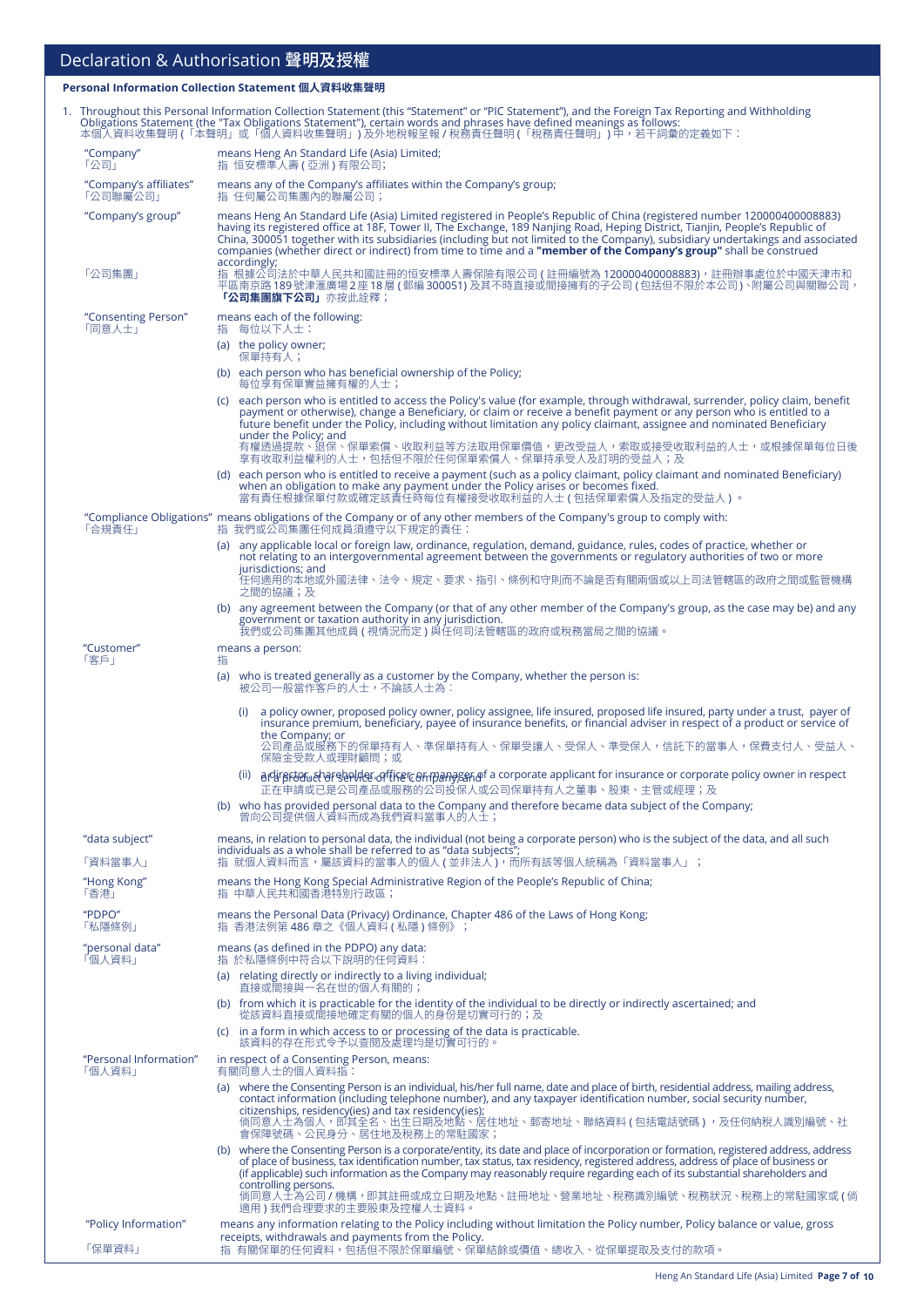## Declaration & Authorisation 聲明及授權

### Personal Information Collection Statement 個人資料收集聲明

1. Throughout this Personal Information Collection Statement (this "Statement" or "PIC Statement"), and the Foreign Tax Reporting and Withholding Obligations Statement (the "Tax Obligations Statement"), certain words and phrases have defined meanings as follows:
本個人資料收集聲明(「本聲明」或「個人資料收集聲明」)及外地稅報呈報 / 稅務責任聲明(「稅務責任聲明」)中，若干詞彙的定義如下：

"Company"
「公司」
means Heng An Standard Life (Asia) Limited;
指 恒安標準人壽(亞洲)有限公司;

"Company's affiliates"
「公司聯屬公司」
means any of the Company's affiliates within the Company's group;
指 任何屬公司集團內的聯屬公司；

"Company's group"
「公司集團」
means Heng An Standard Life (Asia) Limited registered in People's Republic of China (registered number 120000400008883) having its registered office at 18F, Tower II, The Exchange, 189 Nanjing Road, Heping District, Tianjin, People's Republic of China, 300051 together with its subsidiaries (including but not limited to the Company), subsidiary undertakings and associated companies (whether direct or indirect) from time to time and a **"member of the Company's group"** shall be construed accordingly;
指 根據公司法於中華人民共和國註冊的恒安標準人壽保險有限公司(註冊編號為 120000400008883)，註冊辦事處位於中國天津市和平區南京路 189 號津滙廣場 2 座 18 層(郵編 300051)及其不時直接或間接擁有的子公司(包括但不限於本公司)、附屬公司與關聯公司，**「公司集團成員」**亦按此詮釋；

"Consenting Person"
「同意人士」
means each of the following:
指 每位以下人士：

(a) the policy owner;
保單持有人；

(b) each person who has beneficial ownership of the Policy;
每位享有保單實益擁有權的人士；

(c) each person who is entitled to access the Policy's value (for example, through withdrawal, surrender, policy claim, benefit payment or otherwise), change a Beneficiary, or claim or receive a benefit payment or any person who is entitled to a future benefit under the Policy, including without limitation any policy claimant, assignee and nominated Beneficiary under the Policy; and
有權透過提款、退保、保單索償、收取利益等方法取用保單價值，更改受益人，索取或接受收取利益的人士，或根據保單每位日後享有收取利益權利的人士，包括但不限於任何保單索償人、保單承受人及訂明的受益人；及

(d) each person who is entitled to receive a payment (such as a policy claimant, policy claimant and nominated Beneficiary) when an obligation to make any payment under the Policy arises or becomes fixed.
當有責任根據保單付款或確定該責任時每位有權接受收取利益的人士(包括保單索償人及指定的受益人)。

"Compliance Obligations"
「合規責任」
means obligations of the Company or of any other members of the Company's group to comply with:
指 我們或公司集團任何成員須遵守以下規定的責任：

(a) any applicable local or foreign law, ordinance, regulation, demand, guidance, rules, codes of practice, whether or not relating to an intergovernmental agreement between the governments or regulatory authorities of two or more jurisdictions; and
任何適用的本地或外國法律、法令、規定、要求、指引、條例和守則而不論是否有關兩個或以上司法管轄區的政府之間或監管機構之間的協議；及

(b) any agreement between the Company (or that of any other member of the Company's group, as the case may be) and any government or taxation authority in any jurisdiction.
我們或公司集團其他成員(視情況而定)與任何司法管轄區的政府或稅務當局之間的協議。

"Customer"
「客戶」
means a person:
指

(a) who is treated generally as a customer by the Company, whether the person is:
被公司一般當作客戶的人士，不論該人士為：

(i) a policy owner, proposed policy owner, policy assignee, life insured, proposed life insured, party under a trust, payer of insurance premium, beneficiary, payee of insurance benefits, or financial adviser in respect of a product or service of the Company; or
公司產品或服務下的保單持有人、準保單持有人、保單受讓人、受保人、準受保人，信託下的當事人，保費支付人、受益人、保險金受款人或理財顧問；或

(ii) a director, shareholder, officer or manager of a corporate applicant for insurance or corporate policy owner in respect of a product or service of the Company; and
正在申請或已是公司產品或服務的公司投保人或公司保單持有人之董事、股東、主管或經理；及

(b) who has provided personal data to the Company and therefore became data subject of the Company;
曾向公司提供個人資料而成為我們資料當事人的人士；

"data subject"
「資料當事人」
means, in relation to personal data, the individual (not being a corporate person) who is the subject of the data, and all such individuals as a whole shall be referred to as "data subjects";
指 就個人資料而言，屬該資料的當事人的個人(並非法人)，而所有該等個人統稱為「資料當事人」；

"Hong Kong"
「香港」
means the Hong Kong Special Administrative Region of the People's Republic of China;
指 中華人民共和國香港特別行政區；

"PDPO"
「私隱條例」
means the Personal Data (Privacy) Ordinance, Chapter 486 of the Laws of Hong Kong;
指 香港法例第 486 章之《個人資料(私隱)條例》；

"personal data"
「個人資料」
means (as defined in the PDPO) any data:
指 於私隱條例中符合以下說明的任何資料：

(a) relating directly or indirectly to a living individual;
直接或間接與一名在世的個人有關的；

(b) from which it is practicable for the identity of the individual to be directly or indirectly ascertained; and
從該資料直接或間接地確定有關的個人的身份是切實可行的；及

(c) in a form in which access to or processing of the data is practicable.
該資料的存在形式令予以查閱及處理均是切實可行的。

"Personal Information"
「個人資料」
in respect of a Consenting Person, means:
有關同意人士的個人資料指：

(a) where the Consenting Person is an individual, his/her full name, date and place of birth, residential address, mailing address, contact information (including telephone number), and any taxpayer identification number, social security number, citizenships, residency(ies) and tax residency(ies);
倘同意人士為個人，即其全名、出生日期及地點、居住地址、郵寄地址、聯絡資料(包括電話號碼)，及任何納稅人識別編號、社會保障號碼、公民身分、居住地及稅務上的常駐國家；

(b) where the Consenting Person is a corporate/entity, its date and place of incorporation or formation, registered address, address of place of business, tax identification number, tax status, tax residency, registered address, address of place of business or (if applicable) such information as the Company may reasonably require regarding each of its substantial shareholders and controlling persons.
倘同意人士為公司 / 機構，即其註冊或成立日期及地點、註冊地址、營業地址、稅務識別編號、稅務狀況、稅務上的常駐國家或(倘適用)我們合理要求的主要股東及控權人士資料。

"Policy Information"
「保單資料」
means any information relating to the Policy including without limitation the Policy number, Policy balance or value, gross receipts, withdrawals and payments from the Policy.
指 有關保單的任何資料，包括但不限於保單編號、保單結餘或價值、總收入、從保單提取及支付的款項。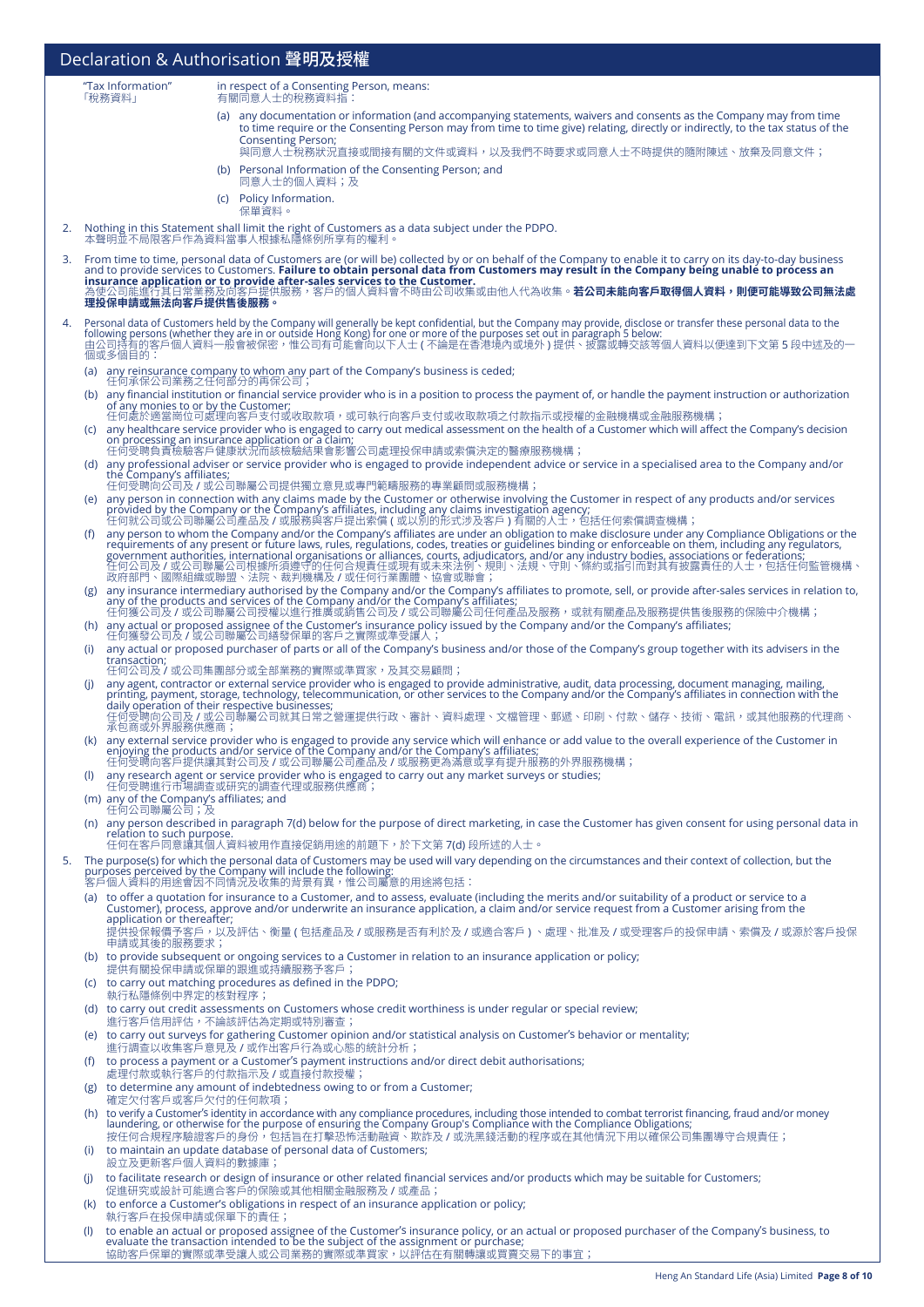## Declaration & Authorisation 聲明及授權

"Tax Information"
「稅務資料」

in respect of a Consenting Person, means:
有關同意人士的稅務資料指：

(a) any documentation or information (and accompanying statements, waivers and consents as the Company may from time to time require or the Consenting Person may from time to time give) relating, directly or indirectly, to the tax status of the Consenting Person;
與同意人士稅務狀況直接或間接有關的文件或資料，以及我們不時要求或同意人士不時提供的隨附陳述、放棄及同意文件；

(b) Personal Information of the Consenting Person; and
同意人士的個人資料；及

(c) Policy Information.
保單資料。

2. Nothing in this Statement shall limit the right of Customers as a data subject under the PDPO.
本聲明並不局限客戶作為資料當事人根據私隱條例所享有的權利。

3. From time to time, personal data of Customers are (or will be) collected by or on behalf of the Company to enable it to carry on its day-to-day business and to provide services to Customers. **Failure to obtain personal data from Customers may result in the Company being unable to process an insurance application or to provide after-sales services to the Customer.**
為使公司能進行其日常業務及向客戶提供服務，客戶的個人資料會不時由公司收集或由他人代為收集。**若公司未能向客戶取得個人資料，則便可能導致公司無法處理投保申請或無法向客戶提供售後服務。**

4. Personal data of Customers held by the Company will generally be kept confidential, but the Company may provide, disclose or transfer these personal data to the following persons (whether they are in or outside Hong Kong) for one or more of the purposes set out in paragraph 5 below:
由公司持有的客戶個人資料一般會被保密，惟公司有可能會向以下人士(不論是在香港境內或境外)提供、披露或轉交該等個人資料以便達到下文第5段中述及的一個或多個目的：

(a) any reinsurance company to whom any part of the Company's business is ceded;
任何承保公司業務之任何部分的再保公司；

(b) any financial institution or financial service provider who is in a position to process the payment of, or handle the payment instruction or authorization of any monies to or by the Customer;
任何處於適當崗位可處理向客戶支付或收取款項，或可執行向客戶支付或收取款項之付款指示或授權的金融機構或金融服務機構；

(c) any healthcare service provider who is engaged to carry out medical assessment on the health of a Customer which will affect the Company's decision on processing an insurance application or a claim;
任何受聘負責檢驗客戶健康狀況而該檢驗結果會影響公司處理投保申請或索償決定的醫療服務機構；

(d) any professional adviser or service provider who is engaged to provide independent advice or service in a specialised area to the Company and/or the Company's affiliates;
任何受聘向公司及/或公司聯屬公司提供獨立意見或專門範疇服務的專業顧問或服務機構；

(e) any person in connection with any claims made by the Customer or otherwise involving the Customer in respect of any products and/or services provided by the Company or the Company's affiliates, including any claims investigation agency;
任何就公司或公司聯屬公司產品及/或服務與客戶提出索償(或以別的形式涉及客戶)有關的人士，包括任何索償調查機構；

(f) any person to whom the Company and/or the Company's affiliates are under an obligation to make disclosure under any Compliance Obligations or the requirements of any present or future laws, rules, regulations, codes, treaties or guidelines binding or enforceable on them, including any regulators, government authorities, international organisations or alliances, courts, adjudicators, and/or any industry bodies, associations or federations;
任何公司及/或公司聯屬公司根據所須遵守的任何合規責任或現有或未來法例、規則、法規、守則、條約或指引而對其有披露責任的人士，包括任何監管機構、政府部門、國際組織或聯盟、法院、裁判機構及/或任何行業團體、協會或聯會；

(g) any insurance intermediary authorised by the Company and/or the Company's affiliates to promote, sell, or provide after-sales services in relation to, any of the products and services of the Company and/or the Company's affiliates;
任何獲公司及/或公司聯屬公司授權以進行推廣或銷售公司及/或公司聯屬公司任何產品及服務，或就有關產品及服務提供售後服務的保險中介機構；

(h) any actual or proposed assignee of the Customer's insurance policy issued by the Company and/or the Company's affiliates;
任何獲發公司及/或公司聯屬公司簽發保單的客戶之實際或準受讓人；

(i) any actual or proposed purchaser of parts or all of the Company's business and/or those of the Company's group together with its advisers in the transaction;
任何公司及/或公司集團部分或全部業務的實際或準買家，及其交易顧問；

(j) any agent, contractor or external service provider who is engaged to provide administrative, audit, data processing, document managing, mailing, printing, payment, storage, technology, telecommunication, or other services to the Company and/or the Company's affiliates in connection with the daily operation of their respective businesses;
任何受聘向公司及/或公司聯屬公司就其日常之營運提供行政、審計、資料處理、文檔管理、郵遞、印刷、付款、儲存、技術、電訊，或其他服務的代理商、承包商或外界服務供應商；

(k) any external service provider who is engaged to provide any service which will enhance or add value to the overall experience of the Customer in enjoying the products and/or service of the Company and/or the Company's affiliates;
任何受聘向客戶提供讓其對公司及/或公司聯屬公司產品及/或服務更為滿意或享有提升服務的外界服務機構；

(l) any research agent or service provider who is engaged to carry out any market surveys or studies;
任何受聘進行市場調查或研究的調查代理或服務供應商；

(m) any of the Company's affiliates; and
任何公司聯屬公司；及

(n) any person described in paragraph 7(d) below for the purpose of direct marketing, in case the Customer has given consent for using personal data in relation to such purpose.
任何在客戶同意讓其個人資料被用作直接促銷用途的前題下，於下文第7(d)段所述的人士。

5. The purpose(s) for which the personal data of Customers may be used will vary depending on the circumstances and their context of collection, but the purposes perceived by the Company will include the following:
客戶個人資料的用途會因不同情況及收集的背景有異，惟公司屬意的用途將包括：

(a) to offer a quotation for insurance to a Customer, and to assess, evaluate (including the merits and/or suitability of a product or service to a Customer), process, approve and/or underwrite an insurance application, a claim and/or service request from a Customer arising from the application or thereafter;
提供投保報價予客戶，以及評估、衡量(包括產品及/或服務是否有利於及/或適合客戶)、處理、批准及/或受理客戶的投保申請、索償及/或源於客戶投保申請或其後的服務要求；

(b) to provide subsequent or ongoing services to a Customer in relation to an insurance application or policy;
提供有關投保申請或保單的跟進或持續服務予客戶；

(c) to carry out matching procedures as defined in the PDPO;
執行私隱條例中界定的核對程序；

(d) to carry out credit assessments on Customers whose credit worthiness is under regular or special review;
進行客戶信用評估，不論該評估為定期或特別審查；

(e) to carry out surveys for gathering Customer opinion and/or statistical analysis on Customer's behavior or mentality;
進行調查以收集客戶意見及/或作出客戶行為或心態的統計分析；

(f) to process a payment or a Customer's payment instructions and/or direct debit authorisations;
處理付款或執行客戶的付款指示及/或直接付款授權；

(g) to determine any amount of indebtedness owing to or from a Customer;
確定欠付客戶或客戶欠付的任何款項；

(h) to verify a Customer's identity in accordance with any compliance procedures, including those intended to combat terrorist financing, fraud and/or money laundering, or otherwise for the purpose of ensuring the Company Group's Compliance with the Compliance Obligations;
按任何合規程序驗證客戶的身份，包括旨在打擊恐怖活動融資、欺詐及/或洗黑錢活動的程序或在其他情況下用以確保公司集團遵守合規責任；

(i) to maintain an update database of personal data of Customers;
設立及更新客戶個人資料的數據庫；

(j) to facilitate research or design of insurance or other related financial services and/or products which may be suitable for Customers;
促進研究或設計可能適合客戶的保險或其他相關金融服務及/或產品；

(k) to enforce a Customer's obligations in respect of an insurance application or policy;
執行客戶在投保申請或保單下的責任；

(l) to enable an actual or proposed assignee of the Customer's insurance policy, or an actual or proposed purchaser of the Company's business, to evaluate the transaction intended to be the subject of the assignment or purchase;
協助客戶保單的實際或準受讓人或公司業務的實際或準買家，以評估在有關轉讓或買賣交易下的事宜；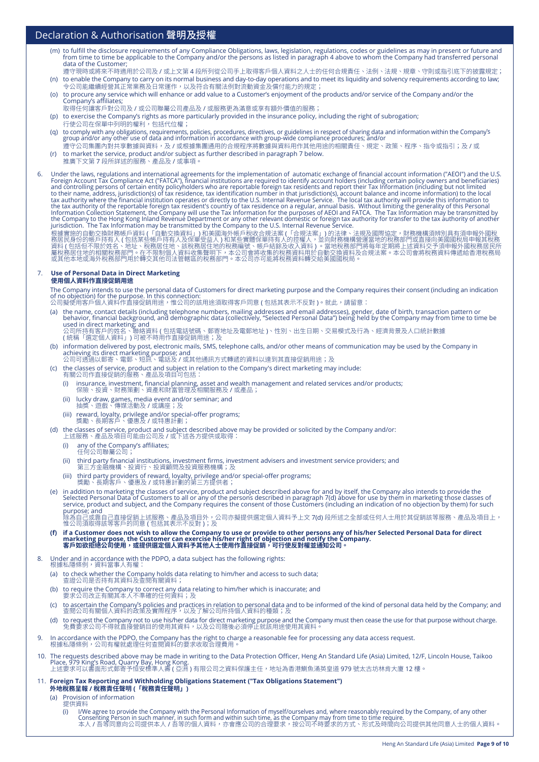## Declaration & Authorisation 聲明及授權

(m) to fulfill the disclosure requirements of any Compliance Obligations, laws, legislation, regulations, codes or guidelines as may in present or future and from time to time be applicable to the Company and/or the persons as listed in paragraph 4 above to whom the Company had transferred personal data of the Customer;
遵守現時或將來不時適用於公司及 / 或上文第 4 段所列從公司手上取得客戶個人資料之人士的任何合規責任、法例、法規、規章、守則或指引底下的披露規定；

(n) to enable the Company to carry on its normal business and day-to-day operations and to meet its liquidity and solvency requirements according to law;
令公司能繼續經營其正常業務及日常運作，以及符合有關法例對流動資金及償付能力的規定；

(o) to procure any service which will enhance or add value to a Customer's enjoyment of the products and/or service of the Company and/or the Company's affiliates;
取得任何讓客戶對公司及 / 或公司聯屬公司產品及 / 或服務更為滿意或享有額外價值的服務；

(p) to exercise the Company's rights as more particularly provided in the insurance policy, including the right of subrogation;
行使公司在保單中列明的權利，包括代位權；

(q) to comply with any obligations, requirements, policies, procedures, directives, or guidelines in respect of sharing data and information within the Company's group and/or any other use of data and information in accordance with group-wide compliance procedures; and/or
遵守公司集團內對共享數據與資料，及 / 或根據集團通用的合規程序將數據與資料用作其他用途的相關責任、規定、政策、程序、指令或指引；及 / 或

(r) to market the service, product and/or subject as further described in paragraph 7 below.
推廣下文第 7 段所詳述的服務、產品及 / 或事項。

6. Under the laws, regulations and international agreements for the implementation of automatic exchange of financial account information ("AEOI") and the U.S. Foreign Account Tax Compliance Act ("FATCA"), financial institutions are required to identify account holders (including certain policy owners and beneficiaries) and controlling persons of certain entity policyholders who are reportable foreign tax residents and report their Tax Information (including but not limited to their name, address, jurisdiction(s) of tax residence, tax identification number in that jurisdiction(s), account balance and income information) to the local tax authority where the financial institution operates or directly to the U.S. Internal Revenue Service. The local tax authority will provide this information to the tax authority of the reportable foreign tax resident's country of tax residence on a regular, annual basis. Without limiting the generality of this Personal Information Collection Statement, the Company will use the Tax Information for the purposes of AEOI and FATCA. The Tax Information may be transmitted by the Company to the Hong Kong Inland Revenue Department or any other relevant domestic or foreign tax authority for transfer to the tax authority of another jurisdiction. The Tax Information may be transmitted by the Company to the U.S. Internal Revenue Service.
根據實施的自動交換財務帳戶資料 (「自動交換資料」) 和美國海外帳戶稅收合規法案 (「合規法案」) 的法律、法規及國際協定，財務機構須辨別具有須申報外國稅務居民身份的帳戶持有人 ( 包括某些帳戶持有人及保單受益人 ) 和某些實體保單持有人的控權人，並向財務機構營運當地的稅務部門或直接向美國國稅局申報其稅務資料 ( 包括但不限於姓名、地址、稅務居住地、該稅務居住地的稅務編號、帳戶結餘及收入資料 ) 。當地稅務部門將每年定期將上述資料交予須申報外國稅務居民所屬稅務居住地的相關稅務部門。在不限制個人資料收集聲明下，本公司會將收集的稅務資料用於自動交換資料及合規法案。本公司會將稅務資料傳遞給香港稅務局或其他本地或海外稅務部門用於轉交其他司法管轄區的稅務部門。本公司亦可能將稅務資料轉交給美國國稅局。

7. **Use of Personal Data in Direct Marketing**
**使用個人資料作直接促銷用途**

The Company intends to use the personal data of Customers for direct marketing purpose and the Company requires their consent (including an indication of no objection) for the purpose. In this connection:
公司擬使用客戶個人資料作直接促銷用途，惟公司的該用途須取得客戶同意 ( 包括其表示不反對 ) 。就此，請留意：

(a) the name, contact details (including telephone numbers, mailing addresses and email addresses), gender, date of birth, transaction pattern or behavior, financial background, and demographic data (collectively, "Selected Personal Data") being held by the Company may from time to time be used in direct marketing; and
公司所持有客戶的姓名、聯絡資料 ( 包括電話號碼、郵寄地址及電郵地址 ) 、性別、出生日期、交易模式及行為、經濟背景及人口統計數據 ( 統稱「選定個人資料」) 可被不時用作直接促銷用途；及

(b) information delivered by post, electronic mails, SMS, telephone calls, and/or other means of communication may be used by the Company in achieving its direct marketing purpose; and
公司可透過以郵寄、電郵、短訊、電話及 / 或其他通訊方式轉遞的資料以達到其直接促銷用途；及

(c) the classes of service, product and subject in relation to the Company's direct marketing may include:
有關公司作直接促銷的服務、產品及項目可包括：

  (i) insurance, investment, financial planning, asset and wealth management and related services and/or products;
  保險、投資、財務策劃、資產和財富管理及相關服務及 / 或產品；

  (ii) lucky draw, games, media event and/or seminar; and
  抽獎、遊戲、傳媒活動及 / 或講座；及

  (iii) reward, loyalty, privilege and/or special-offer programs;
  獎勵、長期客戶、優惠及 / 或特惠計劃；

(d) the classes of service, product and subject described above may be provided or solicited by the Company and/or:
上述服務、產品及項目可能由公司及 / 或下述各方提供或取得：

  (i) any of the Company's affiliates;
  任何公司聯屬公司；

  (ii) third party financial institutions, investment firms, investment advisers and investment service providers; and
  第三方金融機構、投資行、投資顧問及投資服務機構；及

  (iii) third party providers of reward, loyalty, privilege and/or special-offer programs;
  獎勵、長期客戶、優惠及 / 或特惠計劃的第三方提供者；

(e) in addition to marketing the classes of service, product and subject described above for and by itself, the Company also intends to provide the Selected Personal Data of Customers to all or any of the persons described in paragraph 7(d) above for use by them in marketing those classes of service, product and subject, and the Company requires the consent of those Customers (including an indication of no objection by them) for such purpose; and
除為自己或靠自己直接促銷上述服務、產品及項目外，公司亦擬提供選定個人資料予上文 7(d) 段所述之全部或任何人士用於其促銷該等服務、產品及項目上，惟公司須取得該等客戶的同意 ( 包括其表示不反對 ) ；及

**(f) if a Customer does not wish to allow the Company to use or provide to other persons any of his/her Selected Personal Data for direct marketing purpose, the Customer can exercise his/her right of objection and notify the Company.**
**客戶如欲拒絕公司使用，或提供選定個人資料予其他人士使用作直接促銷，可行使反對權並通知公司。**

8. Under and in accordance with the PDPO, a data subject has the following rights:
根據私隱條例，資料當事人有權：

(a) to check whether the Company holds data relating to him/her and access to such data;
查證公司是否持有其資料及查閱有關資料；

(b) to require the Company to correct any data relating to him/her which is inaccurate; and
要求公司改正有關其本人不準確的任何資料；及

(c) to ascertain the Company's policies and practices in relation to personal data and to be informed of the kind of personal data held by the Company; and
查問公司有關個人資料的政策及實際程序，以及了解公司所持個人資料的種類；及

(d) to request the Company not to use his/her data for direct marketing purpose and the Company must then cease the use for that purpose without charge.
免費要求公司不得就直接營銷目的使用其資料，以及公司隨後必須停止就該用途使用其資料。

9. In accordance with the PDPO, the Company has the right to charge a reasonable fee for processing any data access request.
根據私隱條例，公司有權就處理任何查閱資料的要求收取合理費用。

10. The requests described above may be made in writing to the Data Protection Officer, Heng An Standard Life (Asia) Limited, 12/F, Lincoln House, Taikoo Place, 979 King's Road, Quarry Bay, Hong Kong.
上述要求可以書面形式郵寄予恒安標準人壽 ( 亞洲 ) 有限公司之資料保護主任，地址為香港鰂魚涌英皇道 979 號太古坊林肯大廈 12 樓。

11. **Foreign Tax Reporting and Withholding Obligations Statement ("Tax Obligations Statement")**
**外地稅務呈報 / 稅務責任聲明 (「稅務責任聲明」)**

(a) Provision of information
提供資料

  (i) I/We agree to provide the Company with the Personal Information of myself/ourselves and, where reasonably required by the Company, of any other Consenting Person in such manner, in such form and within such time, as the Company may from time to time require.
  本人 / 吾等同意向公司提供本人 / 吾等的個人資料，亦會應公司的合理要求，按公司不時要求的方式、形式及時間向公司提供其他同意人士的個人資料。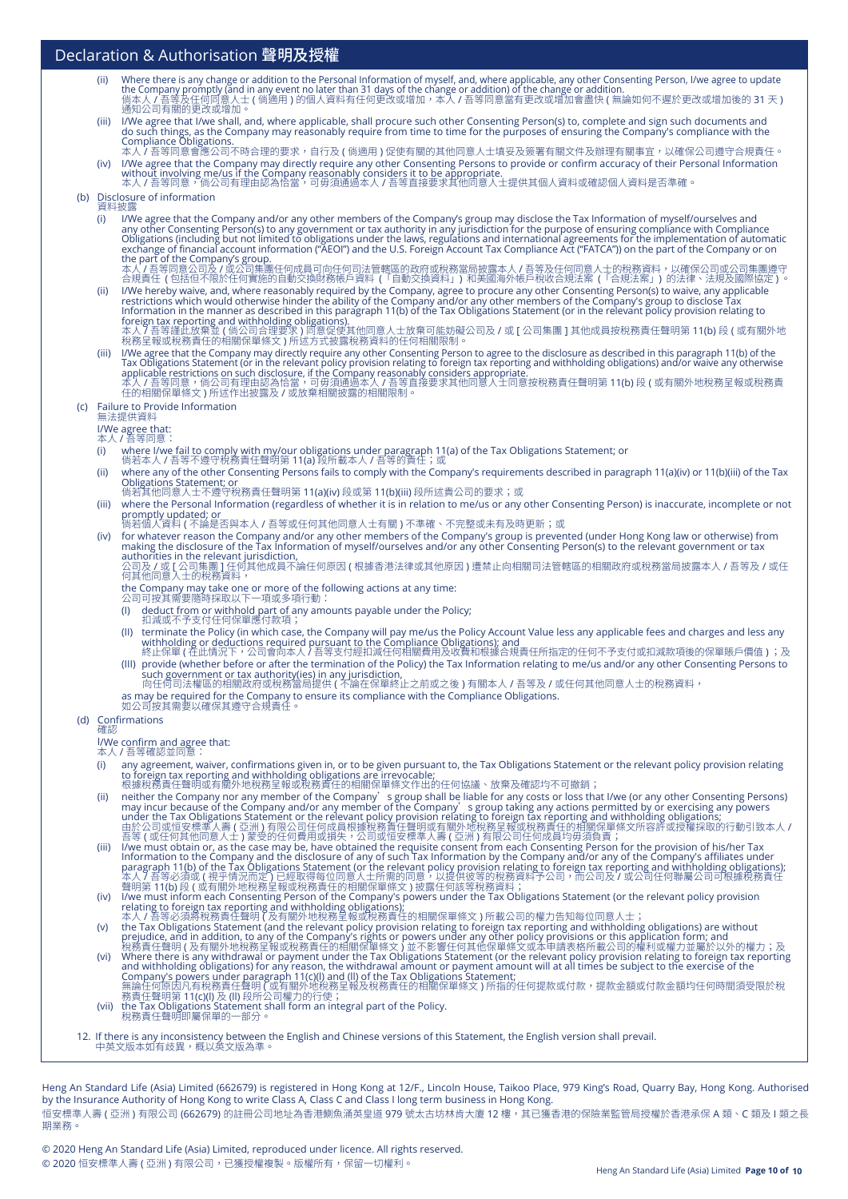## Declaration & Authorisation 聲明及授權

(ii) Where there is any change or addition to the Personal Information of myself, and, where applicable, any other Consenting Person, I/we agree to update the Company promptly (and in any event no later than 31 days of the change or addition).
倘本人 / 吾等及任何同意人士 ( 倘適用 ) 的個人資料有任何更改或增加，本人 / 吾等同意當有更改或增加會盡快 ( 無論如何不遲於更改或增加後的 31 天 ) 通知公司有關的更改或增加。

(iii) I/We agree that I/we shall, and, where applicable, shall procure such other Consenting Person(s) to, complete and sign such documents and do such things, as the Company may reasonably require from time to time for the purposes of ensuring the Company's compliance with the Compliance Obligations.
本人 / 吾等同意會應公司不時合理的要求，自行及 ( 倘適用 ) 促使有關的其他同意人士填妥及簽署有關文件及辦理有關事宜，以確保公司遵守合規責任。

(iv) I/We agree that the Company may directly require any other Consenting Persons to provide or confirm accuracy of their Personal Information without involving me/us if the Company reasonably considers it to be appropriate.
本人 / 吾等同意，倘公司有理由認為恰當，可毋須通過本人 / 吾等直接要求其他同意人士提供其個人資料或確認個人資料是否準確。

(b) Disclosure of information
資料披露

(i) I/We agree that the Company and/or any other members of the Company's group may disclose the Tax Information of myself/ourselves and any other Consenting Person(s) to any government or tax authority in any jurisdiction for the purpose of ensuring compliance with Compliance Obligations (including but not limited to obligations under the laws, regulations and international agreements for the implementation of automatic exchange of financial account information ("AEOI") and the U.S. Foreign Account Tax Compliance Act ("FATCA")) on the part of the Company or on the part of the Company's group.
本人 / 吾等同意公司及 / 或公司集團任何成員可向任何司法管轄區的政府或稅務當局披露本人 / 吾等及任何同意人士的稅務資料，以確保公司或公司集團遵守合規責任 ( 包括但不限於任何實施的自動交換財務帳戶資料 (「自動交換資料」) 和美國海外帳戶稅收合規法案 (「合規法案」) 的法律、法規及國際協定 )。

(ii) I/We hereby waive, and, where reasonably required by the Company, agree to procure any other Consenting Person(s) to waive, any applicable restrictions which would otherwise hinder the ability of the Company and/or any other members of the Company's group to disclose Tax Information in the manner as described in this paragraph 11(b) of the Tax Obligations Statement (or in the relevant policy provision relating to foreign tax reporting and withholding obligations).
本人 / 吾等謹此放棄並 ( 倘公司合理要求 ) 同意促使其他同意人士放棄可能妨礙公司及 / 或 [ 公司集團 ] 其他成員按稅務責任聲明第 11(b) 段 ( 或有關外地稅務呈報或稅務責任的相關保單條文 ) 所述方式披露稅務資料的任何相關限制。

(iii) I/We agree that the Company may directly require any other Consenting Person to agree to the disclosure as described in this paragraph 11(b) of the Tax Obligations Statement (or in the relevant policy provision relating to foreign tax reporting and withholding obligations) and/or waive any otherwise applicable restrictions on such disclosure, if the Company reasonably considers appropriate.
本人 / 吾等同意，倘公司有理由認為恰當，可毋須通過本人 / 吾等直接要求其他同意人士同意按稅務責任聲明第 11(b) 段 ( 或有關外地稅務呈報或稅務責任的相關保單條文 ) 所述作出披露及 / 或放棄相關披露的相關限制。

(c) Failure to Provide Information
無法提供資料

I/We agree that:
本人 / 吾等同意：

(i) where I/we fail to comply with my/our obligations under paragraph 11(a) of the Tax Obligations Statement; or
倘若本人 / 吾等不遵守稅務責任聲明第 11(a) 段所載本人 / 吾等的責任；或

(ii) where any of the other Consenting Persons fails to comply with the Company's requirements described in paragraph 11(a)(iv) or 11(b)(iii) of the Tax Obligations Statement; or
倘若其他同意人士不遵守稅務責任聲明第 11(a)(iv) 段或第 11(b)(iii) 段所述貴公司的要求；或

(iii) where the Personal Information (regardless of whether it is in relation to me/us or any other Consenting Person) is inaccurate, incomplete or not promptly updated; or
倘若個人資料 ( 不論是否與本人 / 吾等或任何其他同意人士有關 ) 不準確、不完整或未有及時更新；或

(iv) for whatever reason the Company and/or any other members of the Company's group is prevented (under Hong Kong law or otherwise) from making the disclosure of the Tax Information of myself/ourselves and/or any other Consenting Person(s) to the relevant government or tax authorities in the relevant jurisdiction,
公司及 / 或 [ 公司集團 ] 任何其他成員不論任何原因 ( 根據香港法律或其他原因 ) 遭禁止向相關司法管轄區的相關政府或稅務當局披露本人 / 吾等及 / 或任何其他同意人士的稅務資料，

the Company may take one or more of the following actions at any time:
公司可按其需要隨時採取以下一項或多項行動：

(I) deduct from or withhold part of any amounts payable under the Policy;
扣減或不予支付任何保單應付款項；

(II) terminate the Policy (in which case, the Company will pay me/us the Policy Account Value less any applicable fees and charges and less any withholding or deductions required pursuant to the Compliance Obligations); and
終止保單 ( 在此情況下，公司會向本人 / 吾等支付經扣減任何相關費用及收費和根據合規責任所指定的任何不予支付或扣減款項後的保單賬戶價值 )；及

(III) provide (whether before or after the termination of the Policy) the Tax Information relating to me/us and/or any other Consenting Persons to such government or tax authority(ies) in any jurisdiction,
向任何司法權區的相關政府或稅務當局提供 ( 不論在保單終止之前或之後 ) 有關本人 / 吾等及 / 或任何其他同意人士的稅務資料，

as may be required for the Company to ensure its compliance with the Compliance Obligations.
如公司按其需要以確保其遵守合規責任。

(d) Confirmations
確認

I/We confirm and agree that:
本人 / 吾等確認並同意：

(i) any agreement, waiver, confirmations given in, or to be given pursuant to, the Tax Obligations Statement or the relevant policy provision relating to foreign tax reporting and withholding obligations are irrevocable;
根據稅務責任聲明或有關外地稅務呈報或稅務責任的相關保單條文作出的任何協議、放棄及確認均不可撤銷；

(ii) neither the Company nor any member of the Company's group shall be liable for any costs or loss that I/we (or any other Consenting Persons) may incur because of the Company and/or any member of the Company's group taking any actions permitted by or exercising any powers under the Tax Obligations Statement or the relevant policy provision relating to foreign tax reporting and withholding obligations;
由於公司或恒安標準人壽 ( 亞洲 ) 有限公司任何成員根據稅務責任聲明或有關外地稅務呈報或稅務責任的相關保單條文所容許或授權採取的行動引致本人 / 吾等 ( 或任何其他同意人士 ) 蒙受的任何費用或損失，公司或恒安標準人壽 ( 亞洲 ) 有限公司任何成員均毋須負責；

(iii) I/we must obtain or, as the case may be, have obtained the requisite consent from each Consenting Person for the provision of his/her Tax Information to the Company and the disclosure of any of such Tax Information by the Company and/or any of the Company's affiliates under paragraph 11(b) of the Tax Obligations Statement (or the relevant policy provision relating to foreign tax reporting and withholding obligations);
本人 / 吾等必須或 ( 視乎情況而定 ) 已經取得每位同意人士所需的同意，以提供彼等的稅務資料予公司，而公司及 / 或公司任何聯屬公司可根據稅務責任聲明第 11(b) 段 ( 或有關外地稅務呈報或稅務責任的相關保單條文 ) 披露任何該等稅務資料；

(iv) I/we must inform each Consenting Person of the Company's powers under the Tax Obligations Statement (or the relevant policy provision relating to foreign tax reporting and withholding obligations);
本人 / 吾等必須將稅務責任聲明 ( 及有關外地稅務呈報或稅務責任的相關保單條文 ) 所載公司的權力告知每位同意人士；

(v) the Tax Obligations Statement (and the relevant policy provision relating to foreign tax reporting and withholding obligations) are without prejudice, and in addition, to any of the Company's rights or powers under any other policy provisions or this application form; and
稅務責任聲明 ( 及有關外地稅務呈報或稅務責任的相關保單條文 ) 並不影響任何其他保單條文或本申請表格所載公司的權利或權力並屬於以外的權力；及

(vi) Where there is any withdrawal or payment under the Tax Obligations Statement (or the relevant policy provision relating to foreign tax reporting and withholding obligations) for any reason, the withdrawal amount or payment amount will at all times be subject to the exercise of the Company's powers under paragraph 11(c)(I) and (II) of the Tax Obligations Statement;
無論任何原因凡有稅務責任聲明 ( 或有關外地稅務呈報或稅務責任的相關保單條文 ) 所指的任何提款或付款，提款金額或付款金額均任何時間須受限於稅務責任聲明第 11(c)(I) 及 (II) 段所公司權力的行使；

(vii) the Tax Obligations Statement shall form an integral part of the Policy.
稅務責任聲明即屬保單的一部分。

12. If there is any inconsistency between the English and Chinese versions of this Statement, the English version shall prevail.
中英文版本如有歧異，概以英文版為準。

Heng An Standard Life (Asia) Limited (662679) is registered in Hong Kong at 12/F., Lincoln House, Taikoo Place, 979 King's Road, Quarry Bay, Hong Kong. Authorised by the Insurance Authority of Hong Kong to write Class A, Class C and Class I long term business in Hong Kong.

恒安標準人壽 ( 亞洲 ) 有限公司 (662679) 的註冊公司地址為香港鰂魚涌英皇道 979 號太古坊林肯大廈 12 樓，其已獲香港的保險業監管局授權於香港承保 A 類、C 類及 I 類之長期業務。

© 2020 Heng An Standard Life (Asia) Limited, reproduced under licence. All rights reserved.
© 2020 恒安標準人壽 ( 亞洲 ) 有限公司，已獲授權複製。版權所有，保留一切權利。